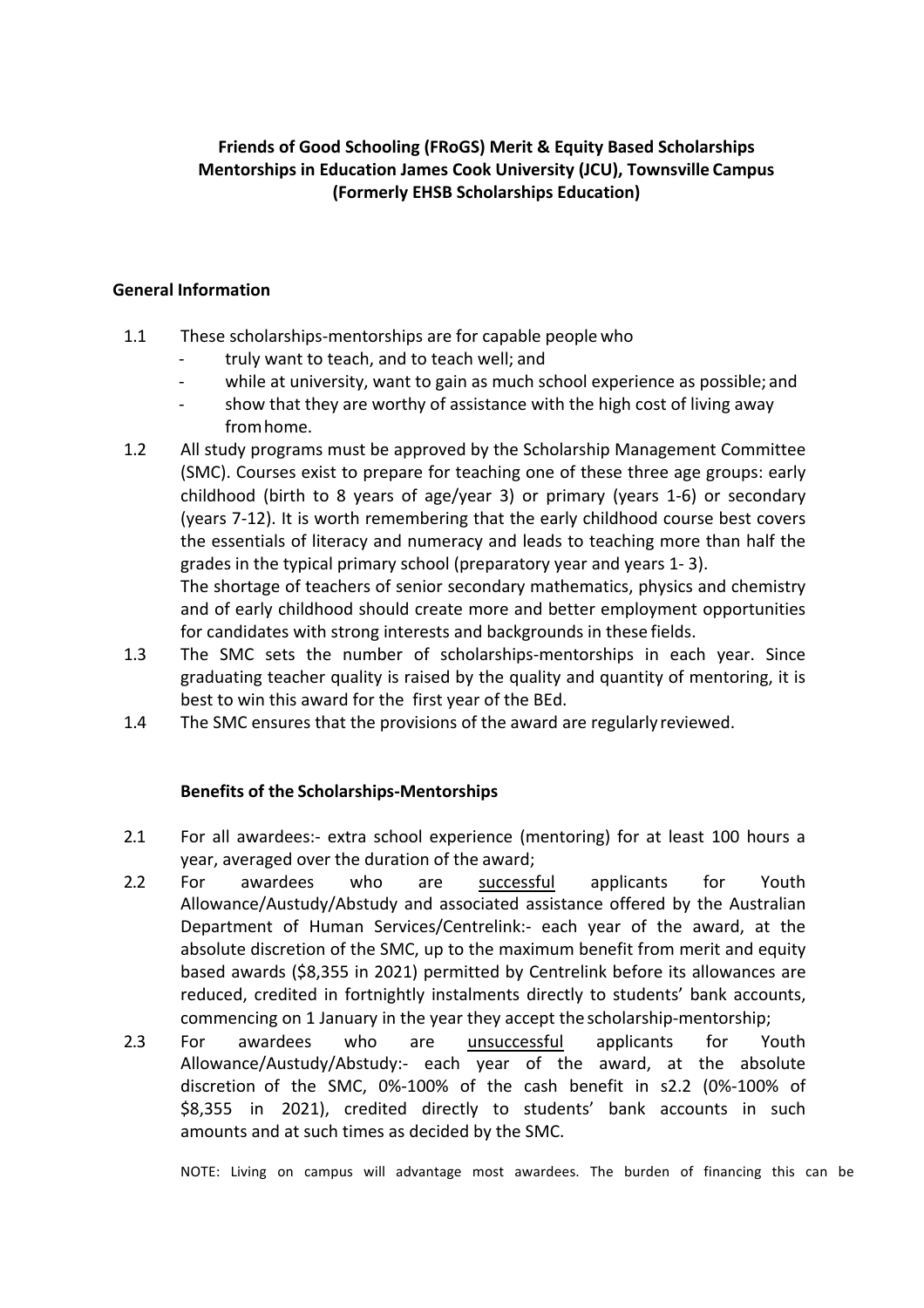# Friends of Good Schooling (FRoGS) Merit & Equity Based Scholarships Mentorships in Education James Cook University (JCU), Townsville Campus (Formerly EHSB Scholarships Education)

## General Information

1.1 These scholarships-mentorships are for capable people who
- truly want to teach, and to teach well; and
- while at university, want to gain as much school experience as possible; and
- show that they are worthy of assistance with the high cost of living away from home.

1.2 All study programs must be approved by the Scholarship Management Committee (SMC). Courses exist to prepare for teaching one of these three age groups: early childhood (birth to 8 years of age/year 3) or primary (years 1-6) or secondary (years 7-12). It is worth remembering that the early childhood course best covers the essentials of literacy and numeracy and leads to teaching more than half the grades in the typical primary school (preparatory year and years 1- 3).
The shortage of teachers of senior secondary mathematics, physics and chemistry and of early childhood should create more and better employment opportunities for candidates with strong interests and backgrounds in these fields.

1.3 The SMC sets the number of scholarships-mentorships in each year. Since graduating teacher quality is raised by the quality and quantity of mentoring, it is best to win this award for the first year of the BEd.

1.4 The SMC ensures that the provisions of the award are regularly reviewed.

## Benefits of the Scholarships-Mentorships

2.1 For all awardees:- extra school experience (mentoring) for at least 100 hours a year, averaged over the duration of the award;

2.2 For awardees who are successful applicants for Youth Allowance/Austudy/Abstudy and associated assistance offered by the Australian Department of Human Services/Centrelink:- each year of the award, at the absolute discretion of the SMC, up to the maximum benefit from merit and equity based awards ($8,355 in 2021) permitted by Centrelink before its allowances are reduced, credited in fortnightly instalments directly to students' bank accounts, commencing on 1 January in the year they accept the scholarship-mentorship;

2.3 For awardees who are unsuccessful applicants for Youth Allowance/Austudy/Abstudy:- each year of the award, at the absolute discretion of the SMC, 0%-100% of the cash benefit in s2.2 (0%-100% of $8,355 in 2021), credited directly to students' bank accounts in such amounts and at such times as decided by the SMC.

NOTE: Living on campus will advantage most awardees. The burden of financing this can be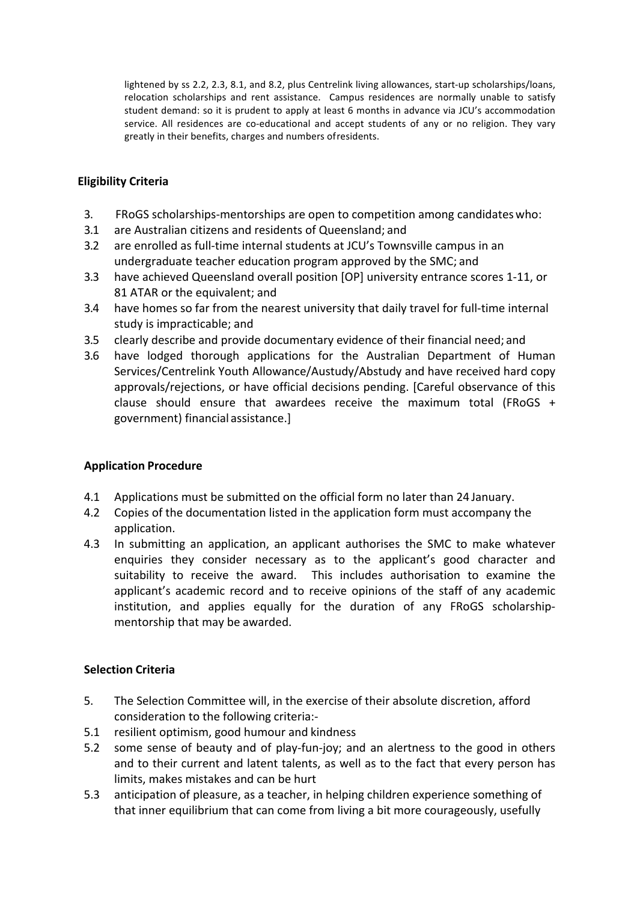lightened by ss 2.2, 2.3, 8.1, and 8.2, plus Centrelink living allowances, start-up scholarships/loans, relocation scholarships and rent assistance. Campus residences are normally unable to satisfy student demand: so it is prudent to apply at least 6 months in advance via JCU's accommodation service. All residences are co-educational and accept students of any or no religion. They vary greatly in their benefits, charges and numbers of residents.

## Eligibility Criteria

3. FRoGS scholarships-mentorships are open to competition among candidates who:

3.1 are Australian citizens and residents of Queensland; and

3.2 are enrolled as full-time internal students at JCU's Townsville campus in an undergraduate teacher education program approved by the SMC; and

3.3 have achieved Queensland overall position [OP] university entrance scores 1-11, or 81 ATAR or the equivalent; and

3.4 have homes so far from the nearest university that daily travel for full-time internal study is impracticable; and

3.5 clearly describe and provide documentary evidence of their financial need; and

3.6 have lodged thorough applications for the Australian Department of Human Services/Centrelink Youth Allowance/Austudy/Abstudy and have received hard copy approvals/rejections, or have official decisions pending. [Careful observance of this clause should ensure that awardees receive the maximum total (FRoGS + government) financial assistance.]

## Application Procedure

4.1 Applications must be submitted on the official form no later than 24 January.

4.2 Copies of the documentation listed in the application form must accompany the application.

4.3 In submitting an application, an applicant authorises the SMC to make whatever enquiries they consider necessary as to the applicant's good character and suitability to receive the award. This includes authorisation to examine the applicant's academic record and to receive opinions of the staff of any academic institution, and applies equally for the duration of any FRoGS scholarship-mentorship that may be awarded.

## Selection Criteria

5. The Selection Committee will, in the exercise of their absolute discretion, afford consideration to the following criteria:-

5.1 resilient optimism, good humour and kindness

5.2 some sense of beauty and of play-fun-joy; and an alertness to the good in others and to their current and latent talents, as well as to the fact that every person has limits, makes mistakes and can be hurt

5.3 anticipation of pleasure, as a teacher, in helping children experience something of that inner equilibrium that can come from living a bit more courageously, usefully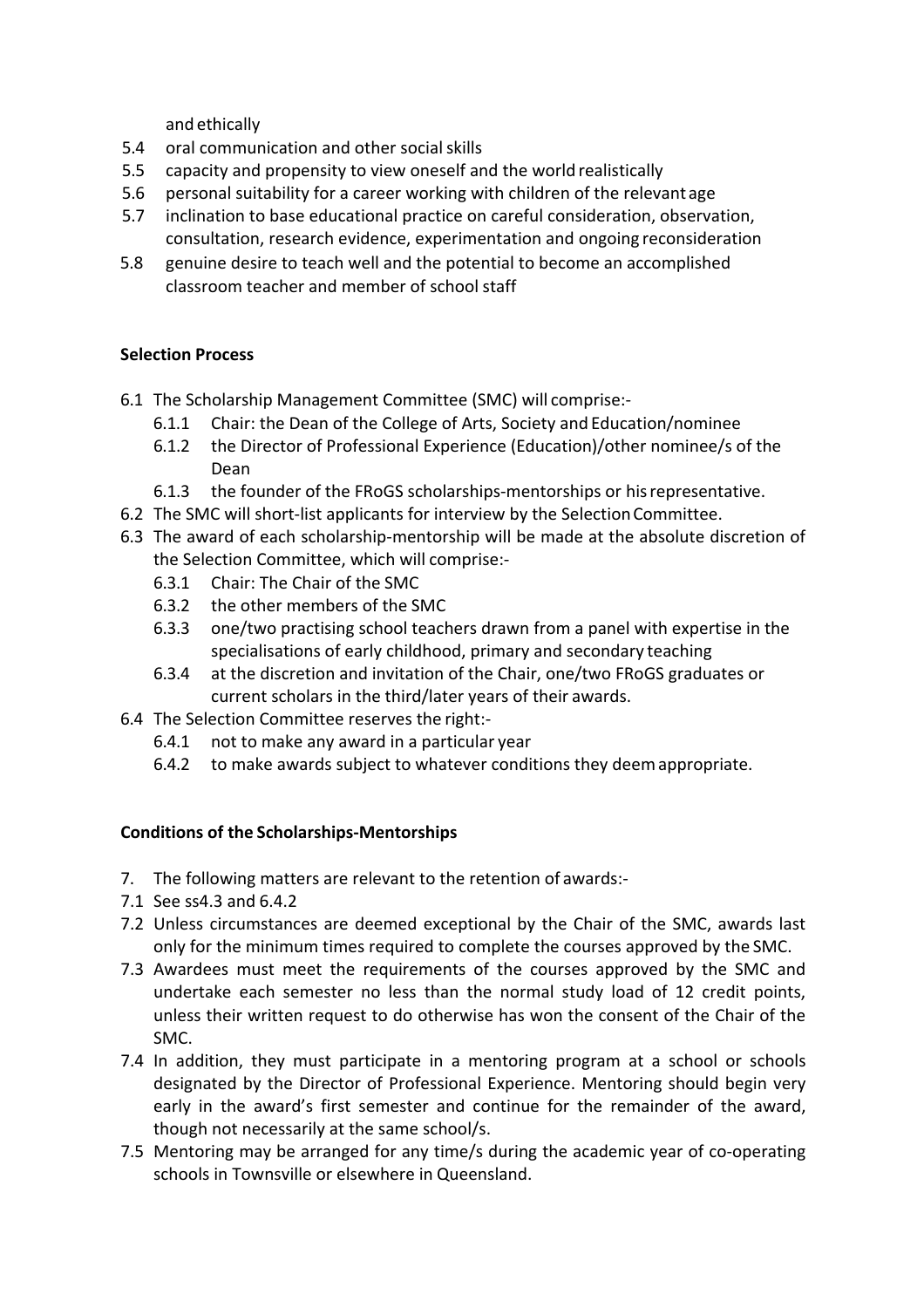and ethically

5.4 oral communication and other social skills

5.5 capacity and propensity to view oneself and the world realistically

5.6 personal suitability for a career working with children of the relevant age

5.7 inclination to base educational practice on careful consideration, observation, consultation, research evidence, experimentation and ongoing reconsideration

5.8 genuine desire to teach well and the potential to become an accomplished classroom teacher and member of school staff

**Selection Process**

6.1 The Scholarship Management Committee (SMC) will comprise:-

- 6.1.1 Chair: the Dean of the College of Arts, Society and Education/nominee
- 6.1.2 the Director of Professional Experience (Education)/other nominee/s of the Dean
- 6.1.3 the founder of the FRoGS scholarships-mentorships or his representative.

6.2 The SMC will short-list applicants for interview by the Selection Committee.

6.3 The award of each scholarship-mentorship will be made at the absolute discretion of the Selection Committee, which will comprise:-

- 6.3.1 Chair: The Chair of the SMC
- 6.3.2 the other members of the SMC
- 6.3.3 one/two practising school teachers drawn from a panel with expertise in the specialisations of early childhood, primary and secondary teaching
- 6.3.4 at the discretion and invitation of the Chair, one/two FRoGS graduates or current scholars in the third/later years of their awards.

6.4 The Selection Committee reserves the right:-

- 6.4.1 not to make any award in a particular year
- 6.4.2 to make awards subject to whatever conditions they deem appropriate.

**Conditions of the Scholarships-Mentorships**

7. The following matters are relevant to the retention of awards:-

7.1 See ss4.3 and 6.4.2

7.2 Unless circumstances are deemed exceptional by the Chair of the SMC, awards last only for the minimum times required to complete the courses approved by the SMC.

7.3 Awardees must meet the requirements of the courses approved by the SMC and undertake each semester no less than the normal study load of 12 credit points, unless their written request to do otherwise has won the consent of the Chair of the SMC.

7.4 In addition, they must participate in a mentoring program at a school or schools designated by the Director of Professional Experience. Mentoring should begin very early in the award's first semester and continue for the remainder of the award, though not necessarily at the same school/s.

7.5 Mentoring may be arranged for any time/s during the academic year of co-operating schools in Townsville or elsewhere in Queensland.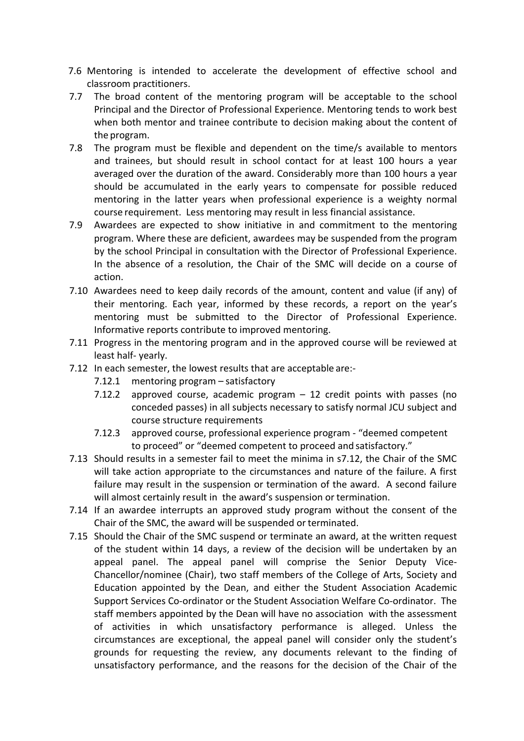7.6 Mentoring is intended to accelerate the development of effective school and classroom practitioners.

7.7 The broad content of the mentoring program will be acceptable to the school Principal and the Director of Professional Experience. Mentoring tends to work best when both mentor and trainee contribute to decision making about the content of the program.

7.8 The program must be flexible and dependent on the time/s available to mentors and trainees, but should result in school contact for at least 100 hours a year averaged over the duration of the award. Considerably more than 100 hours a year should be accumulated in the early years to compensate for possible reduced mentoring in the latter years when professional experience is a weighty normal course requirement. Less mentoring may result in less financial assistance.

7.9 Awardees are expected to show initiative in and commitment to the mentoring program. Where these are deficient, awardees may be suspended from the program by the school Principal in consultation with the Director of Professional Experience. In the absence of a resolution, the Chair of the SMC will decide on a course of action.

7.10 Awardees need to keep daily records of the amount, content and value (if any) of their mentoring. Each year, informed by these records, a report on the year's mentoring must be submitted to the Director of Professional Experience. Informative reports contribute to improved mentoring.

7.11 Progress in the mentoring program and in the approved course will be reviewed at least half- yearly.

7.12 In each semester, the lowest results that are acceptable are:-

- 7.12.1 mentoring program – satisfactory
- 7.12.2 approved course, academic program – 12 credit points with passes (no conceded passes) in all subjects necessary to satisfy normal JCU subject and course structure requirements
- 7.12.3 approved course, professional experience program - "deemed competent to proceed" or "deemed competent to proceed and satisfactory."

7.13 Should results in a semester fail to meet the minima in s7.12, the Chair of the SMC will take action appropriate to the circumstances and nature of the failure. A first failure may result in the suspension or termination of the award. A second failure will almost certainly result in the award's suspension or termination.

7.14 If an awardee interrupts an approved study program without the consent of the Chair of the SMC, the award will be suspended or terminated.

7.15 Should the Chair of the SMC suspend or terminate an award, at the written request of the student within 14 days, a review of the decision will be undertaken by an appeal panel. The appeal panel will comprise the Senior Deputy Vice-Chancellor/nominee (Chair), two staff members of the College of Arts, Society and Education appointed by the Dean, and either the Student Association Academic Support Services Co-ordinator or the Student Association Welfare Co-ordinator. The staff members appointed by the Dean will have no association with the assessment of activities in which unsatisfactory performance is alleged. Unless the circumstances are exceptional, the appeal panel will consider only the student's grounds for requesting the review, any documents relevant to the finding of unsatisfactory performance, and the reasons for the decision of the Chair of the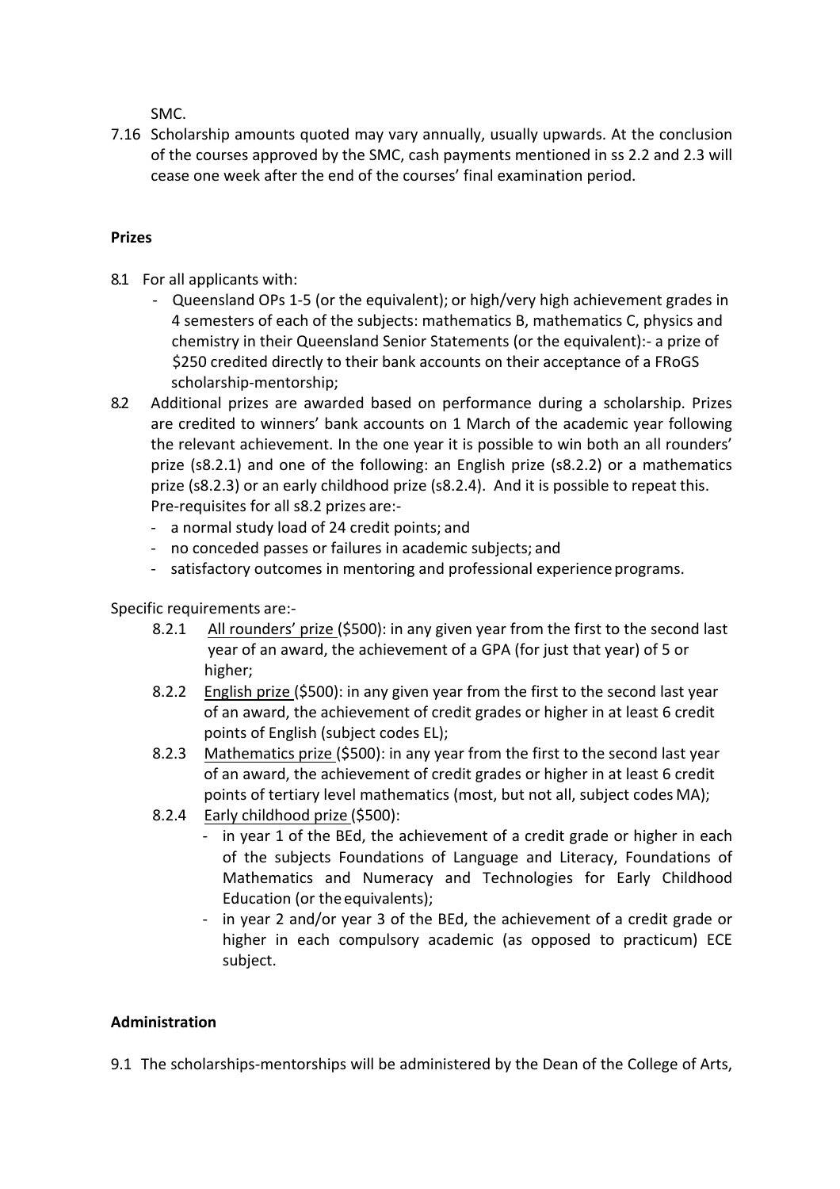SMC.

7.16 Scholarship amounts quoted may vary annually, usually upwards. At the conclusion of the courses approved by the SMC, cash payments mentioned in ss 2.2 and 2.3 will cease one week after the end of the courses' final examination period.

**Prizes**

8.1 For all applicants with:
- Queensland OPs 1-5 (or the equivalent); or high/very high achievement grades in 4 semesters of each of the subjects: mathematics B, mathematics C, physics and chemistry in their Queensland Senior Statements (or the equivalent):- a prize of $250 credited directly to their bank accounts on their acceptance of a FRoGS scholarship-mentorship;

8.2 Additional prizes are awarded based on performance during a scholarship. Prizes are credited to winners' bank accounts on 1 March of the academic year following the relevant achievement. In the one year it is possible to win both an all rounders' prize (s8.2.1) and one of the following: an English prize (s8.2.2) or a mathematics prize (s8.2.3) or an early childhood prize (s8.2.4). And it is possible to repeat this. Pre-requisites for all s8.2 prizes are:-
- a normal study load of 24 credit points; and
- no conceded passes or failures in academic subjects; and
- satisfactory outcomes in mentoring and professional experience programs.

Specific requirements are:-

8.2.1 <u>All rounders' prize</u> ($500): in any given year from the first to the second last year of an award, the achievement of a GPA (for just that year) of 5 or higher;

8.2.2 <u>English prize</u> ($500): in any given year from the first to the second last year of an award, the achievement of credit grades or higher in at least 6 credit points of English (subject codes EL);

8.2.3 <u>Mathematics prize</u> ($500): in any year from the first to the second last year of an award, the achievement of credit grades or higher in at least 6 credit points of tertiary level mathematics (most, but not all, subject codes MA);

8.2.4 <u>Early childhood prize</u> ($500):
- in year 1 of the BEd, the achievement of a credit grade or higher in each of the subjects Foundations of Language and Literacy, Foundations of Mathematics and Numeracy and Technologies for Early Childhood Education (or the equivalents);
- in year 2 and/or year 3 of the BEd, the achievement of a credit grade or higher in each compulsory academic (as opposed to practicum) ECE subject.

**Administration**

9.1 The scholarships-mentorships will be administered by the Dean of the College of Arts,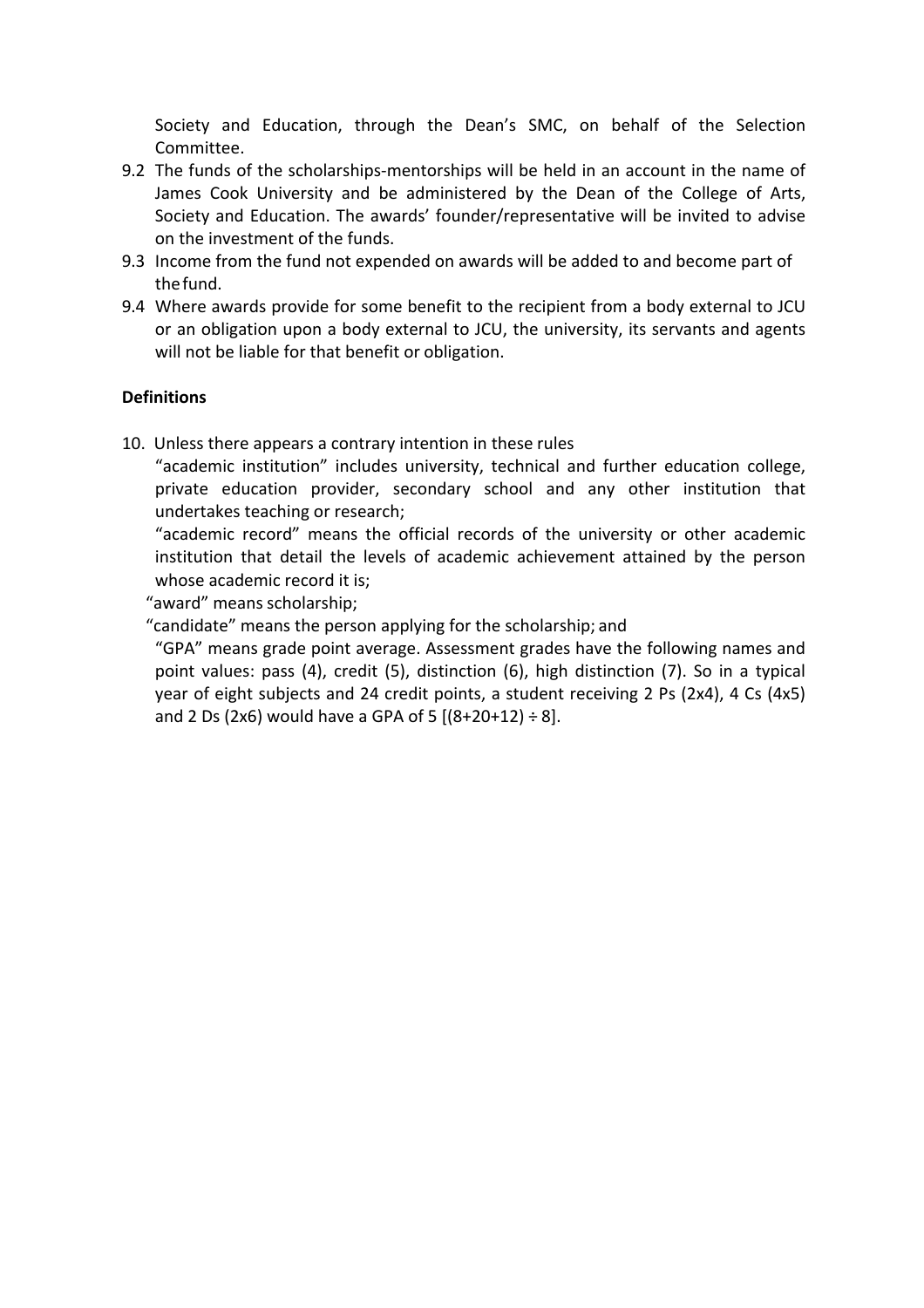Society and Education, through the Dean's SMC, on behalf of the Selection Committee.

9.2 The funds of the scholarships-mentorships will be held in an account in the name of James Cook University and be administered by the Dean of the College of Arts, Society and Education. The awards' founder/representative will be invited to advise on the investment of the funds.

9.3 Income from the fund not expended on awards will be added to and become part of the fund.

9.4 Where awards provide for some benefit to the recipient from a body external to JCU or an obligation upon a body external to JCU, the university, its servants and agents will not be liable for that benefit or obligation.

**Definitions**

10. Unless there appears a contrary intention in these rules

"academic institution" includes university, technical and further education college, private education provider, secondary school and any other institution that undertakes teaching or research;

"academic record" means the official records of the university or other academic institution that detail the levels of academic achievement attained by the person whose academic record it is;

"award" means scholarship;

"candidate" means the person applying for the scholarship; and

"GPA" means grade point average. Assessment grades have the following names and point values: pass (4), credit (5), distinction (6), high distinction (7). So in a typical year of eight subjects and 24 credit points, a student receiving 2 Ps (2x4), 4 Cs (4x5) and 2 Ds (2x6) would have a GPA of 5 [(8+20+12) ÷ 8].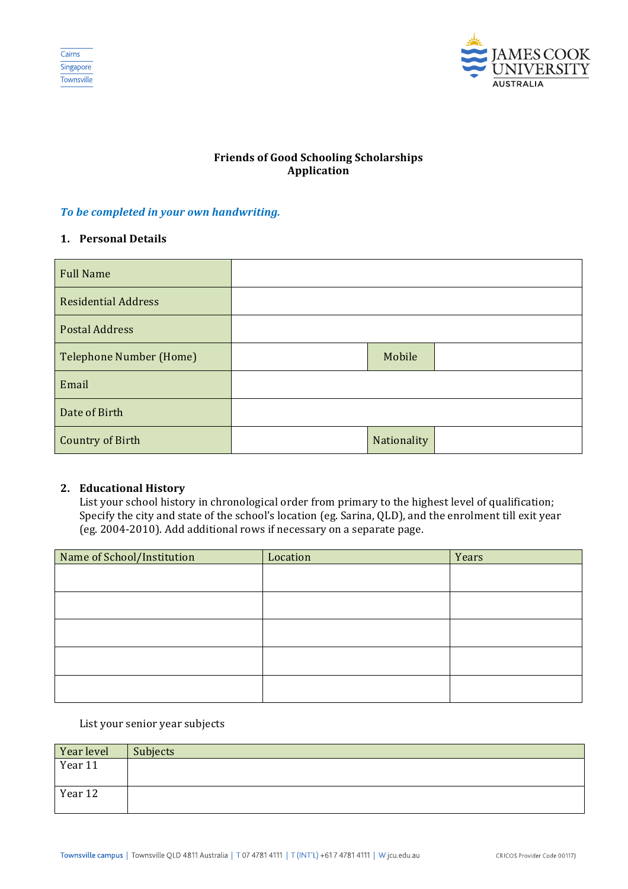Cairns
Singapore
Townsville

JAMES COOK UNIVERSITY AUSTRALIA

**Friends of Good Schooling Scholarships**
**Application**

***To be completed in your own handwriting.***

## 1. Personal Details

| Full Name | | | |
|---|---|---|---|
| Residential Address | | | |
| Postal Address | | | |
| Telephone Number (Home) | | Mobile | |
| Email | | | |
| Date of Birth | | | |
| Country of Birth | | Nationality | |

## 2. Educational History

List your school history in chronological order from primary to the highest level of qualification; Specify the city and state of the school's location (eg. Sarina, QLD), and the enrolment till exit year (eg. 2004-2010). Add additional rows if necessary on a separate page.

| Name of School/Institution | Location | Years |
|---|---|---|
| | | |
| | | |
| | | |
| | | |
| | | |

List your senior year subjects

| Year level | Subjects |
|---|---|
| Year 11 | |
| Year 12 | |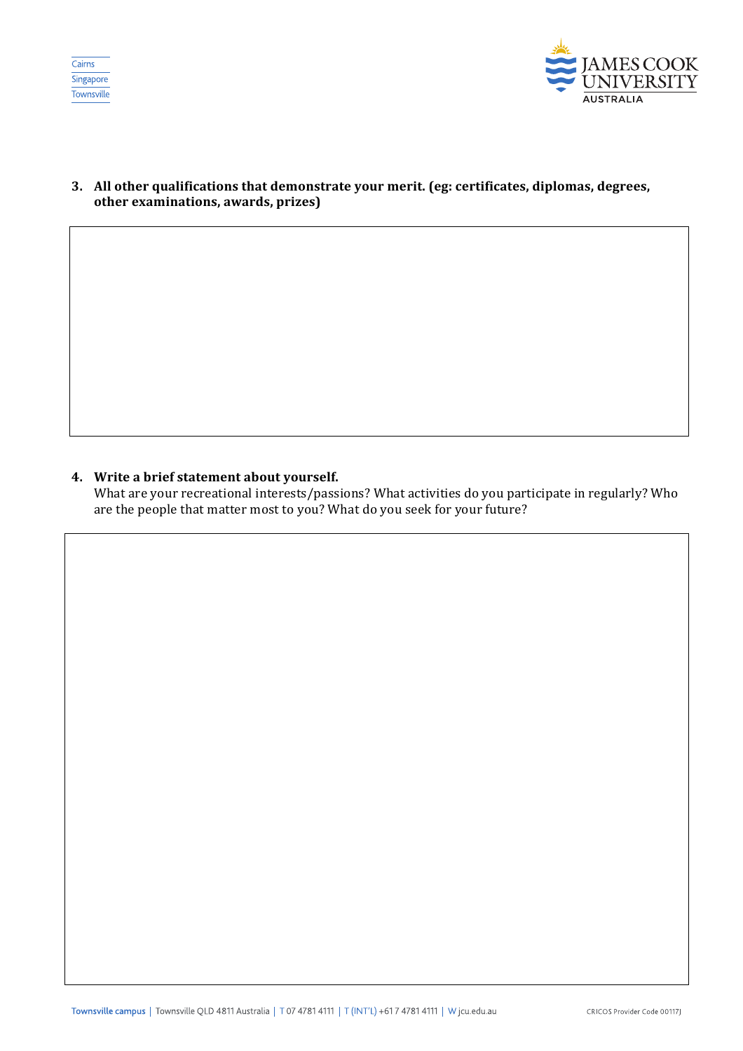3. **All other qualifications that demonstrate your merit. (eg: certificates, diplomas, degrees, other examinations, awards, prizes)**

4. **Write a brief statement about yourself.**
   What are your recreational interests/passions? What activities do you participate in regularly? Who are the people that matter most to you? What do you seek for your future?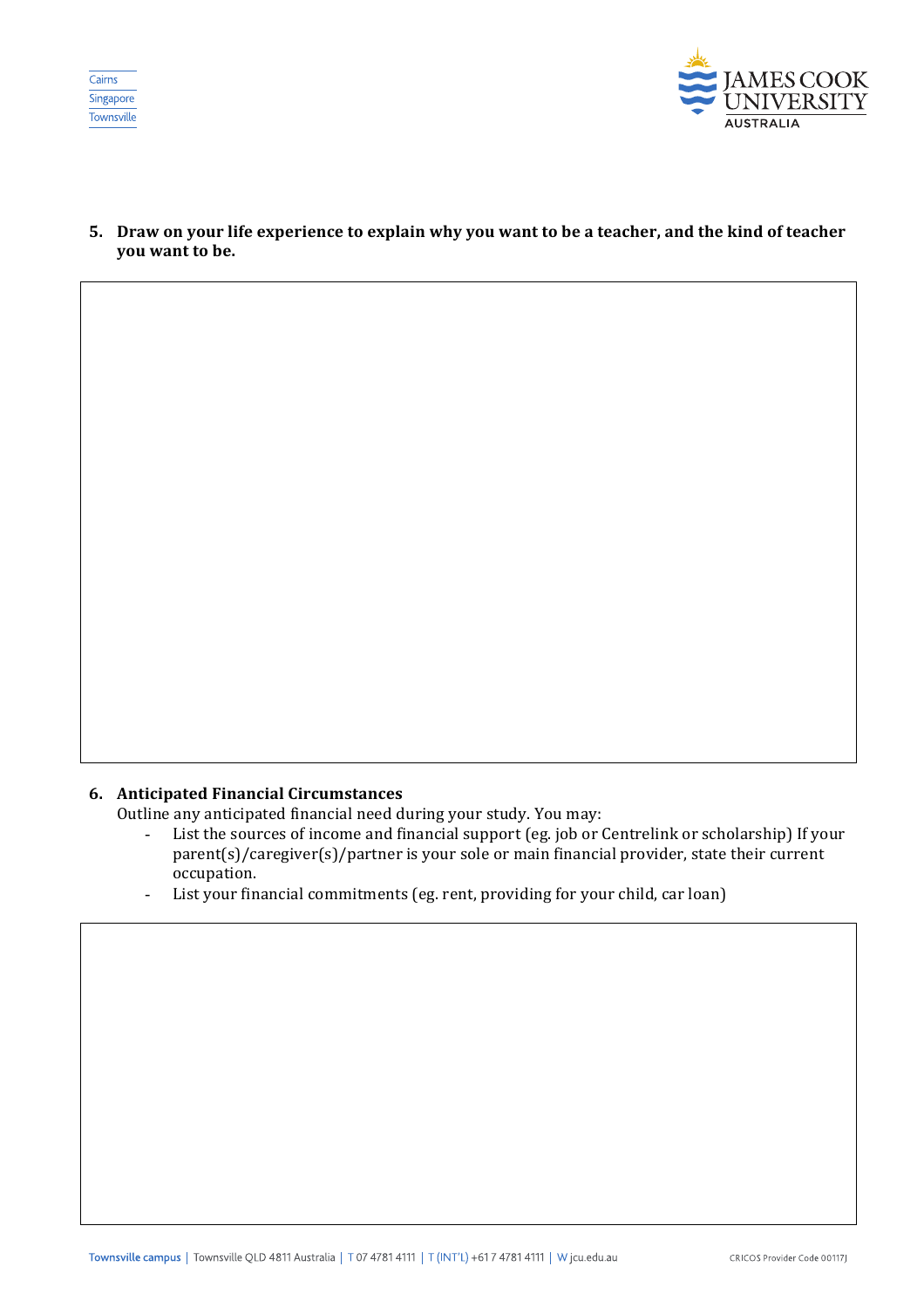5. **Draw on your life experience to explain why you want to be a teacher, and the kind of teacher you want to be.**

6. **Anticipated Financial Circumstances**

   Outline any anticipated financial need during your study. You may:
   - List the sources of income and financial support (eg. job or Centrelink or scholarship) If your parent(s)/caregiver(s)/partner is your sole or main financial provider, state their current occupation.
   - List your financial commitments (eg. rent, providing for your child, car loan)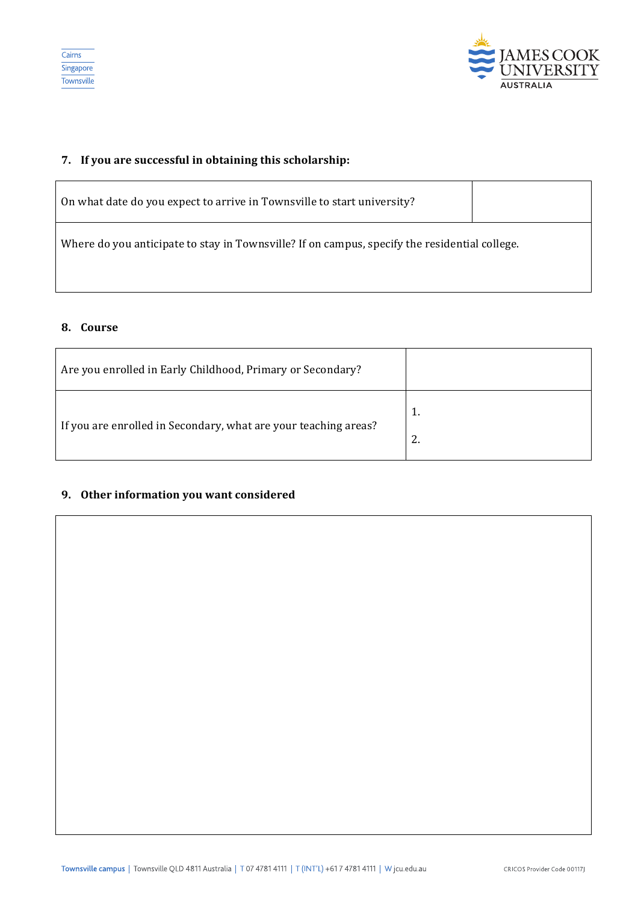### 7. If you are successful in obtaining this scholarship:

| On what date do you expect to arrive in Townsville to start university? | |
|---|---|
| Where do you anticipate to stay in Townsville? If on campus, specify the residential college. | |

### 8. Course

| Are you enrolled in Early Childhood, Primary or Secondary? | |
|---|---|
| If you are enrolled in Secondary, what are your teaching areas? | 1.<br>2. |

### 9. Other information you want considered

| |
|---|
| |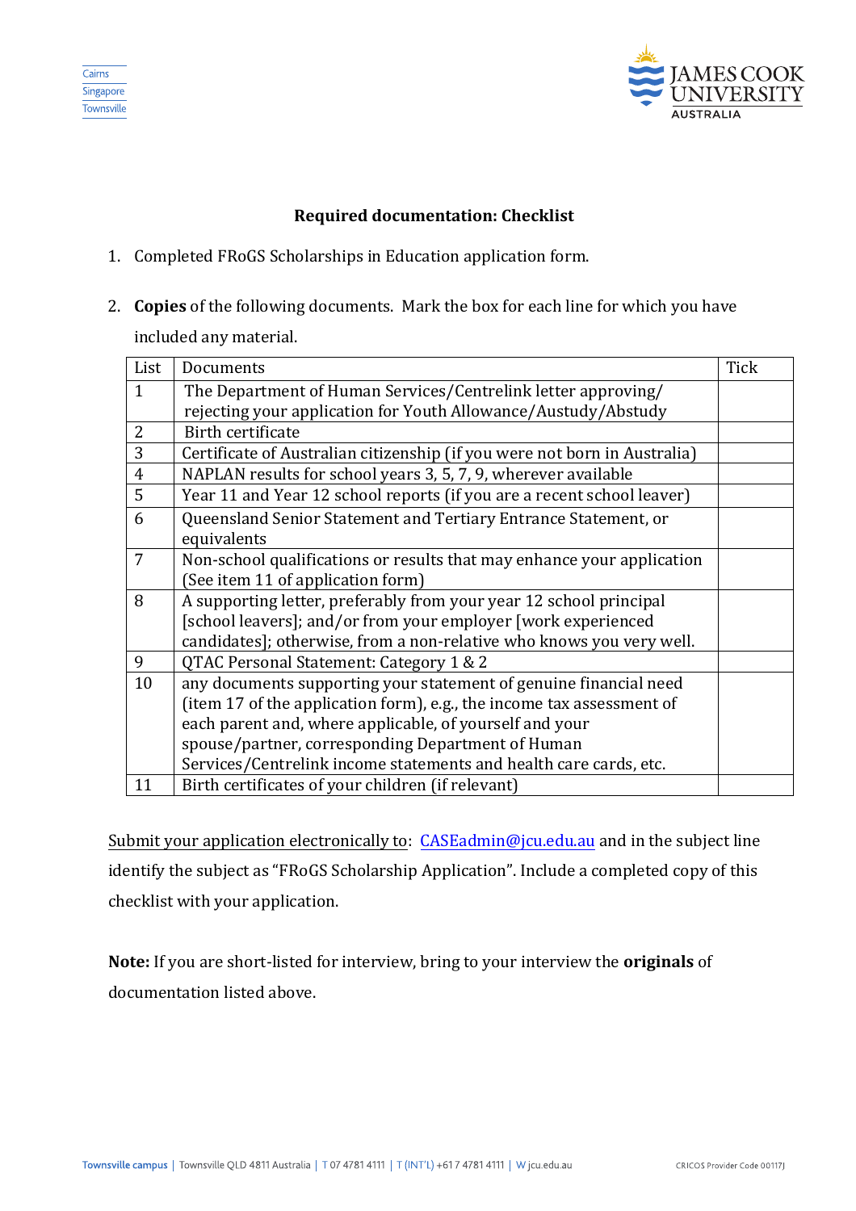Cairns
Singapore
Townsville

JAMES COOK UNIVERSITY AUSTRALIA

**Required documentation: Checklist**

1. Completed FRoGS Scholarships in Education application form.

2. **Copies** of the following documents. Mark the box for each line for which you have included any material.

| List | Documents | Tick |
|---|---|---|
| 1 | The Department of Human Services/Centrelink letter approving/ rejecting your application for Youth Allowance/Austudy/Abstudy | |
| 2 | Birth certificate | |
| 3 | Certificate of Australian citizenship (if you were not born in Australia) | |
| 4 | NAPLAN results for school years 3, 5, 7, 9, wherever available | |
| 5 | Year 11 and Year 12 school reports (if you are a recent school leaver) | |
| 6 | Queensland Senior Statement and Tertiary Entrance Statement, or equivalents | |
| 7 | Non-school qualifications or results that may enhance your application (See item 11 of application form) | |
| 8 | A supporting letter, preferably from your year 12 school principal [school leavers]; and/or from your employer [work experienced candidates]; otherwise, from a non-relative who knows you very well. | |
| 9 | QTAC Personal Statement: Category 1 & 2 | |
| 10 | any documents supporting your statement of genuine financial need (item 17 of the application form), e.g., the income tax assessment of each parent and, where applicable, of yourself and your spouse/partner, corresponding Department of Human Services/Centrelink income statements and health care cards, etc. | |
| 11 | Birth certificates of your children (if relevant) | |

Submit your application electronically to: CASEadmin@jcu.edu.au and in the subject line identify the subject as "FRoGS Scholarship Application". Include a completed copy of this checklist with your application.

**Note:** If you are short-listed for interview, bring to your interview the **originals** of documentation listed above.

Townsville campus | Townsville QLD 4811 Australia | T 07 4781 4111 | T (INT'L) +61 7 4781 4111 | W jcu.edu.au    CRICOS Provider Code 00117J